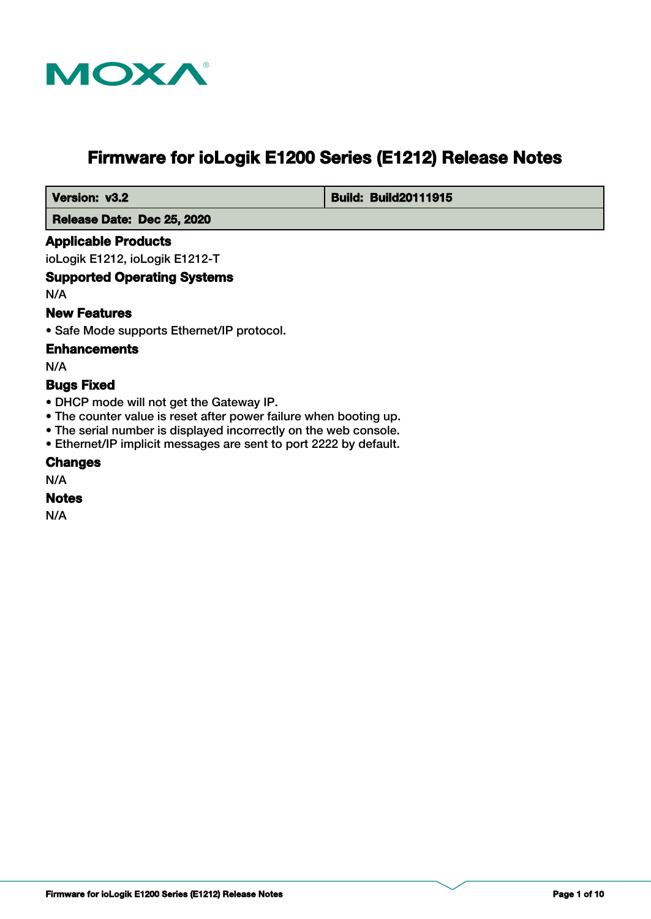# Firmware for ioLogik E1200 Series (E1212) Release Notes

| Version: v3.2 | Build: Build20111915 |
| --- | --- |
| Release Date: Dec 25, 2020 | |

### Applicable Products

ioLogik E1212, ioLogik E1212-T

### Supported Operating Systems

N/A

### New Features

- Safe Mode supports Ethernet/IP protocol.

### Enhancements

N/A

### Bugs Fixed

- DHCP mode will not get the Gateway IP.
- The counter value is reset after power failure when booting up.
- The serial number is displayed incorrectly on the web console.
- Ethernet/IP implicit messages are sent to port 2222 by default.

### Changes

N/A

### Notes

N/A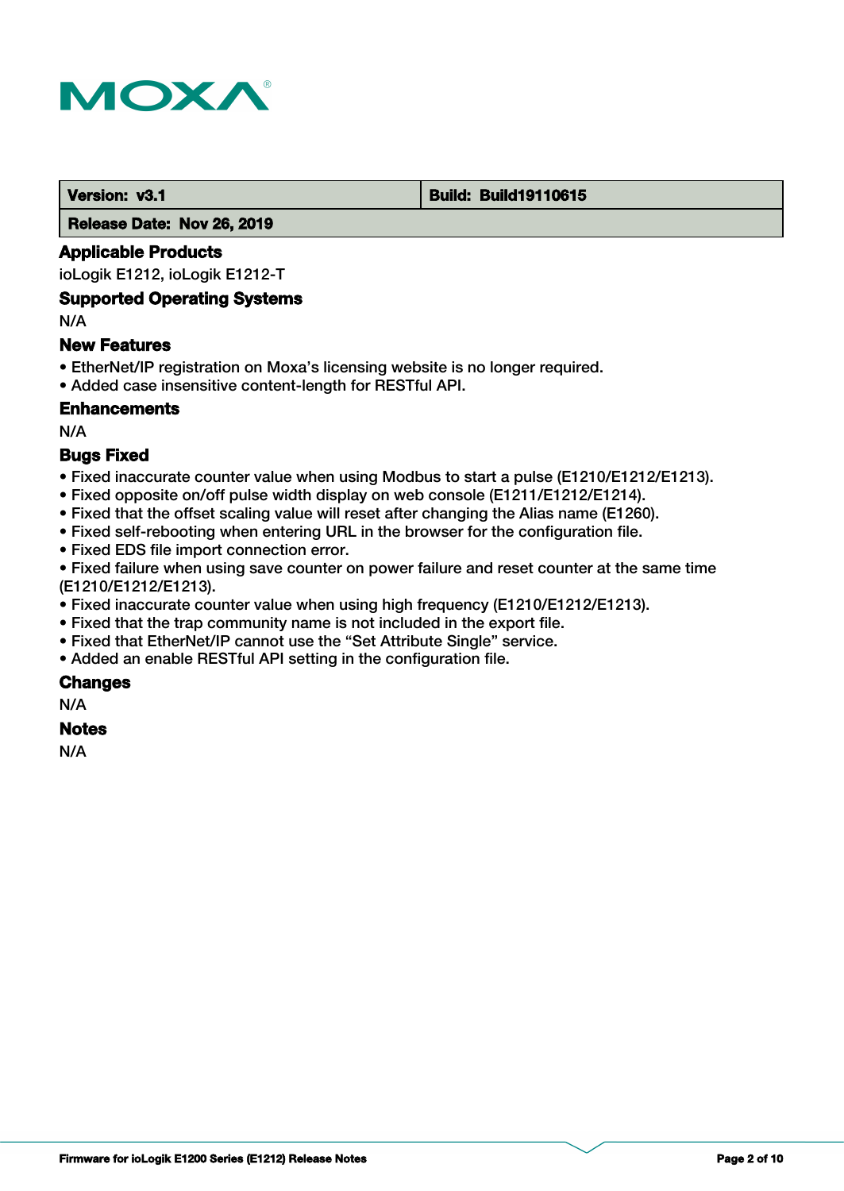| Version: v3.1 | Build: Build19110615 |
| --- | --- |
| Release Date: Nov 26, 2019 | |

### Applicable Products

ioLogik E1212, ioLogik E1212-T

### Supported Operating Systems

N/A

### New Features

- EtherNet/IP registration on Moxa's licensing website is no longer required.
- Added case insensitive content-length for RESTful API.

### Enhancements

N/A

### Bugs Fixed

- Fixed inaccurate counter value when using Modbus to start a pulse (E1210/E1212/E1213).
- Fixed opposite on/off pulse width display on web console (E1211/E1212/E1214).
- Fixed that the offset scaling value will reset after changing the Alias name (E1260).
- Fixed self-rebooting when entering URL in the browser for the configuration file.
- Fixed EDS file import connection error.
- Fixed failure when using save counter on power failure and reset counter at the same time (E1210/E1212/E1213).
- Fixed inaccurate counter value when using high frequency (E1210/E1212/E1213).
- Fixed that the trap community name is not included in the export file.
- Fixed that EtherNet/IP cannot use the "Set Attribute Single" service.
- Added an enable RESTful API setting in the configuration file.

### Changes

N/A

### Notes

N/A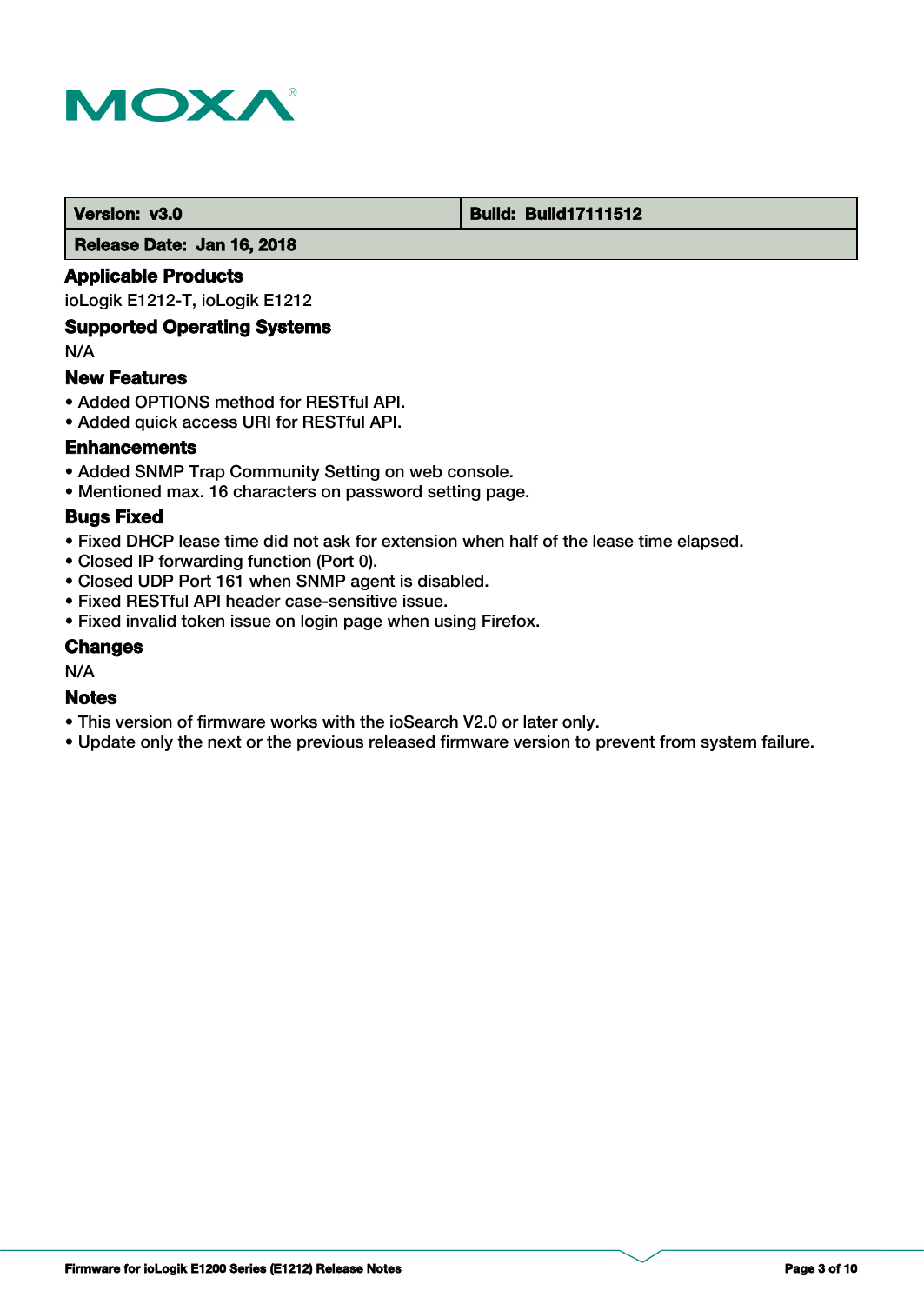| Version: v3.0 | Build: Build17111512 |
| --- | --- |
| Release Date: Jan 16, 2018 | |

## Applicable Products

ioLogik E1212-T, ioLogik E1212

## Supported Operating Systems

N/A

## New Features

- Added OPTIONS method for RESTful API.
- Added quick access URI for RESTful API.

## Enhancements

- Added SNMP Trap Community Setting on web console.
- Mentioned max. 16 characters on password setting page.

## Bugs Fixed

- Fixed DHCP lease time did not ask for extension when half of the lease time elapsed.
- Closed IP forwarding function (Port 0).
- Closed UDP Port 161 when SNMP agent is disabled.
- Fixed RESTful API header case-sensitive issue.
- Fixed invalid token issue on login page when using Firefox.

## Changes

N/A

## Notes

- This version of firmware works with the ioSearch V2.0 or later only.
- Update only the next or the previous released firmware version to prevent from system failure.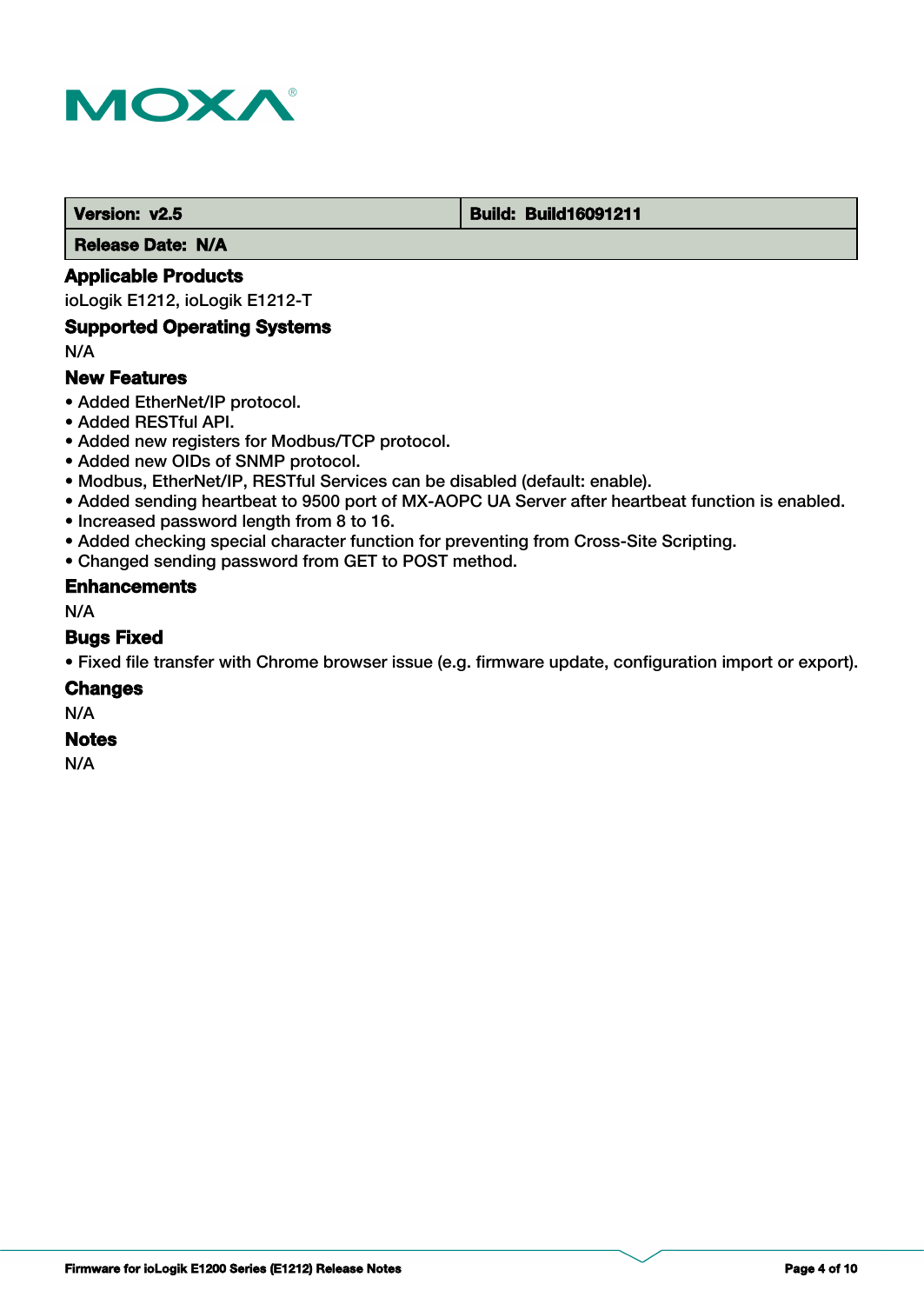| Version: v2.5 | Build: Build16091211 |
| --- | --- |
| Release Date: N/A | |

### Applicable Products

ioLogik E1212, ioLogik E1212-T

### Supported Operating Systems

N/A

### New Features

- Added EtherNet/IP protocol.
- Added RESTful API.
- Added new registers for Modbus/TCP protocol.
- Added new OIDs of SNMP protocol.
- Modbus, EtherNet/IP, RESTful Services can be disabled (default: enable).
- Added sending heartbeat to 9500 port of MX-AOPC UA Server after heartbeat function is enabled.
- Increased password length from 8 to 16.
- Added checking special character function for preventing from Cross-Site Scripting.
- Changed sending password from GET to POST method.

### Enhancements

N/A

### Bugs Fixed

- Fixed file transfer with Chrome browser issue (e.g. firmware update, configuration import or export).

### Changes

N/A

### Notes

N/A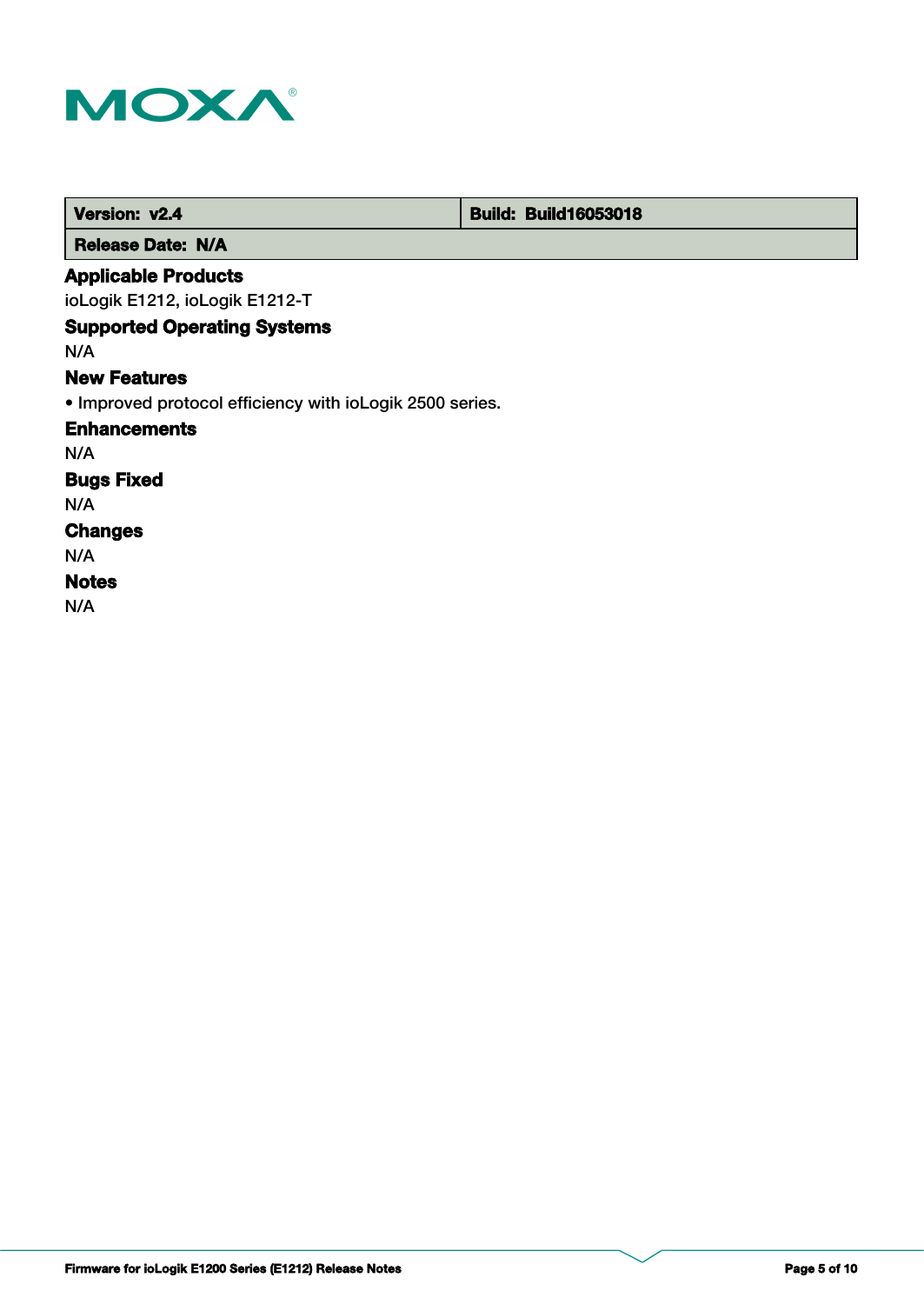| Version: v2.4 | Build: Build16053018 |
| --- | --- |
| Release Date: N/A | |

### Applicable Products

ioLogik E1212, ioLogik E1212-T

### Supported Operating Systems

N/A

### New Features

• Improved protocol efficiency with ioLogik 2500 series.

### Enhancements

N/A

### Bugs Fixed

N/A

### Changes

N/A

### Notes

N/A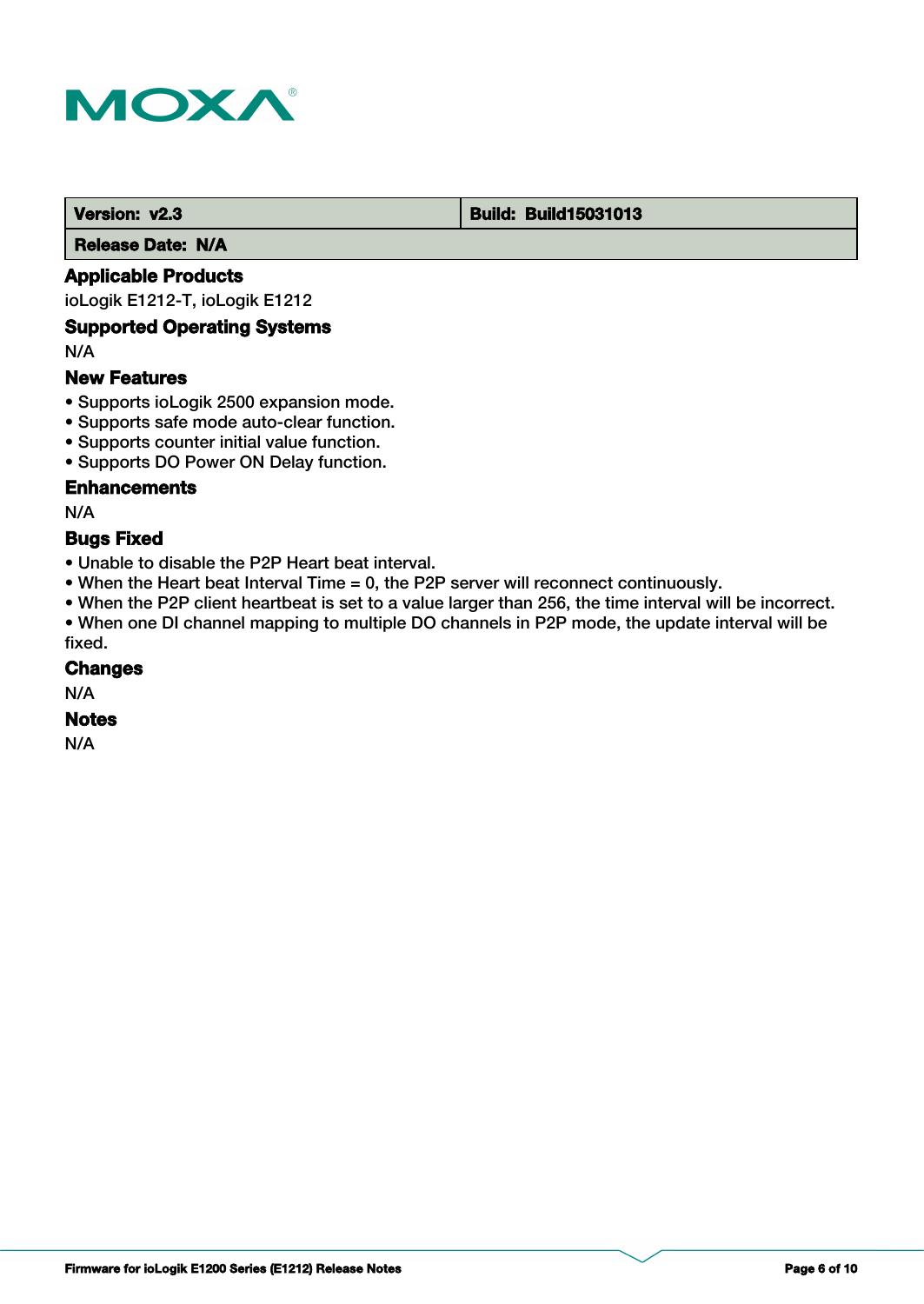| Version: v2.3 | Build: Build15031013 |
| --- | --- |
| Release Date: N/A | |

### Applicable Products

ioLogik E1212-T, ioLogik E1212

### Supported Operating Systems

N/A

### New Features

- Supports ioLogik 2500 expansion mode.
- Supports safe mode auto-clear function.
- Supports counter initial value function.
- Supports DO Power ON Delay function.

### Enhancements

N/A

### Bugs Fixed

- Unable to disable the P2P Heart beat interval.
- When the Heart beat Interval Time = 0, the P2P server will reconnect continuously.
- When the P2P client heartbeat is set to a value larger than 256, the time interval will be incorrect.
- When one DI channel mapping to multiple DO channels in P2P mode, the update interval will be fixed.

### Changes

N/A

### Notes

N/A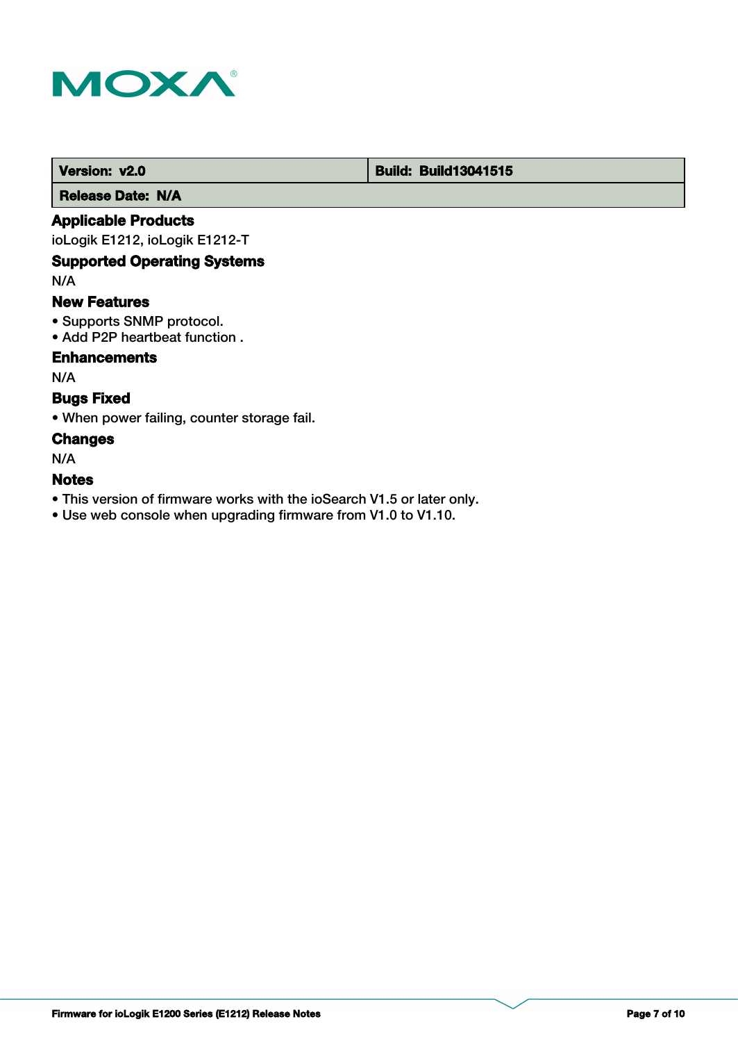| Version: v2.0 | Build: Build13041515 |
| --- | --- |
| Release Date: N/A | |

### Applicable Products

ioLogik E1212, ioLogik E1212-T

### Supported Operating Systems

N/A

### New Features

- Supports SNMP protocol.
- Add P2P heartbeat function .

### Enhancements

N/A

### Bugs Fixed

- When power failing, counter storage fail.

### Changes

N/A

### Notes

- This version of firmware works with the ioSearch V1.5 or later only.
- Use web console when upgrading firmware from V1.0 to V1.10.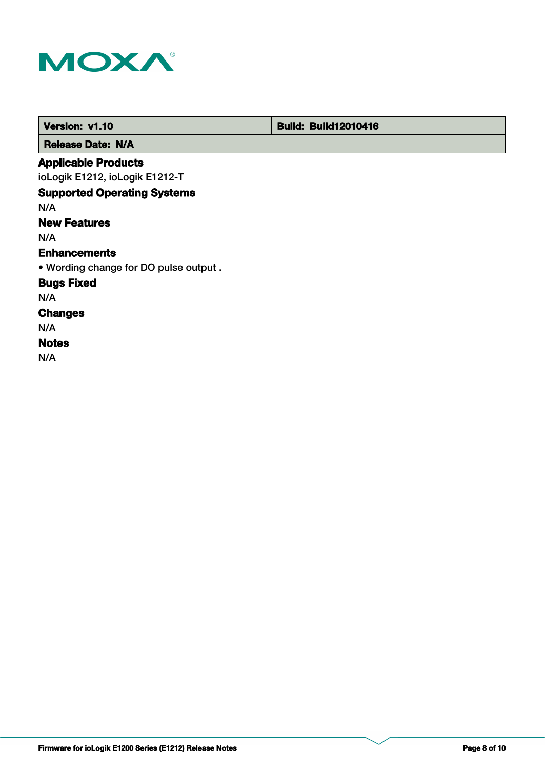| Version: v1.10 | Build: Build12010416 |
| --- | --- |
| Release Date: N/A | |

## Applicable Products

ioLogik E1212, ioLogik E1212-T

## Supported Operating Systems

N/A

## New Features

N/A

## Enhancements

- Wording change for DO pulse output .

## Bugs Fixed

N/A

## Changes

N/A

## Notes

N/A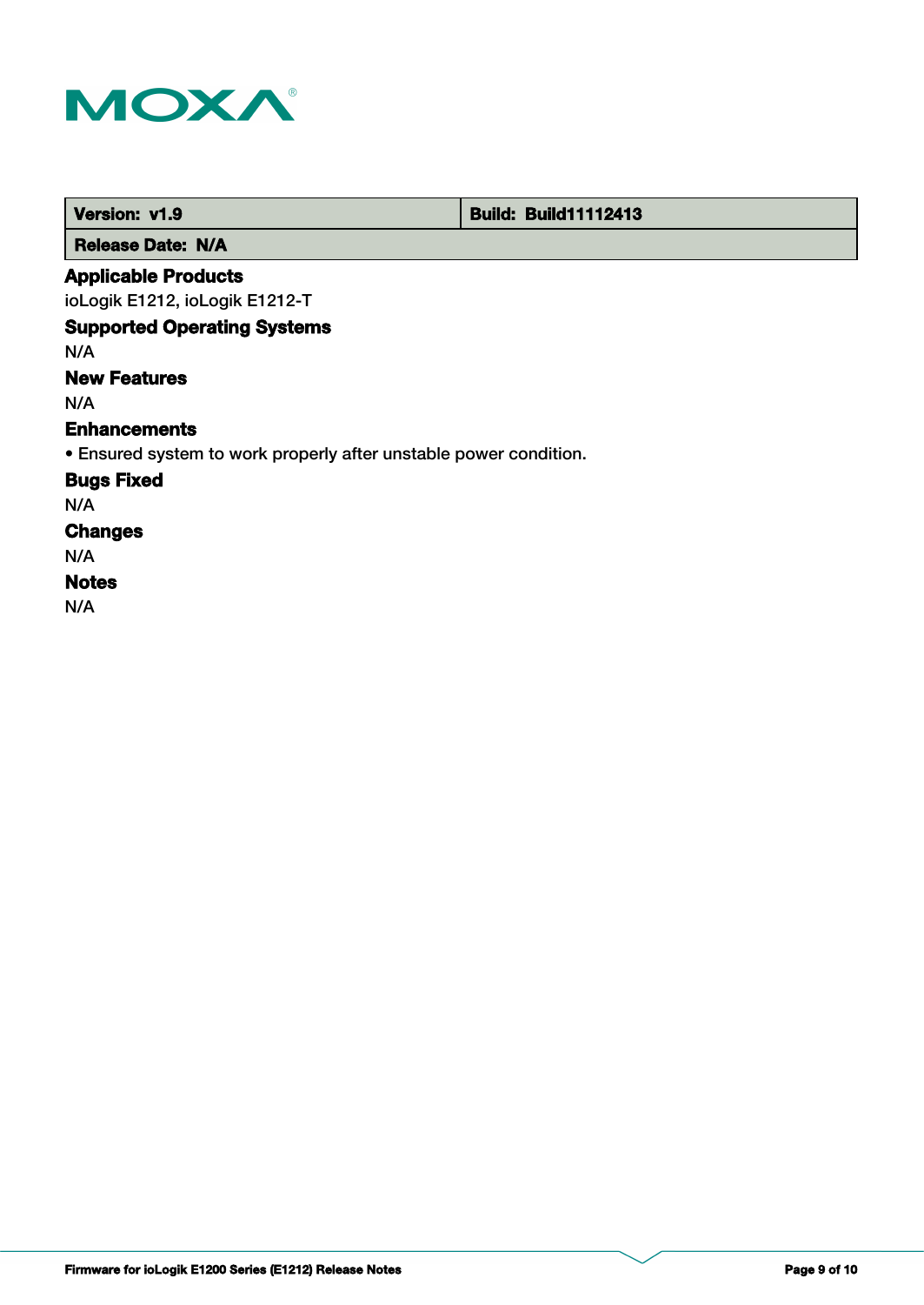| Version: v1.9 | Build: Build11112413 |
| --- | --- |
| Release Date: N/A | |

### Applicable Products

ioLogik E1212, ioLogik E1212-T

### Supported Operating Systems

N/A

### New Features

N/A

### Enhancements

• Ensured system to work properly after unstable power condition.

### Bugs Fixed

N/A

### Changes

N/A

### Notes

N/A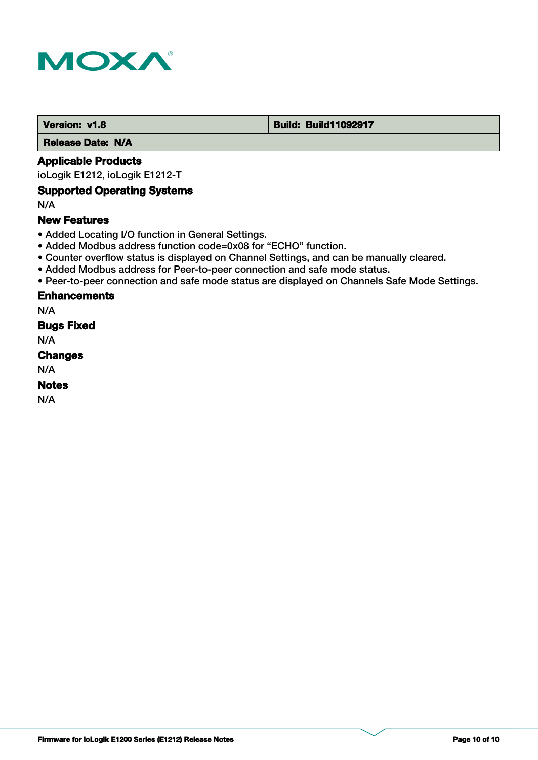| Version: v1.8 | Build: Build11092917 |
| --- | --- |
| Release Date: N/A | |

### Applicable Products

ioLogik E1212, ioLogik E1212-T

### Supported Operating Systems

N/A

### New Features

- Added Locating I/O function in General Settings.
- Added Modbus address function code=0x08 for “ECHO” function.
- Counter overflow status is displayed on Channel Settings, and can be manually cleared.
- Added Modbus address for Peer-to-peer connection and safe mode status.
- Peer-to-peer connection and safe mode status are displayed on Channels Safe Mode Settings.

### Enhancements

N/A

### Bugs Fixed

N/A

### Changes

N/A

### Notes

N/A